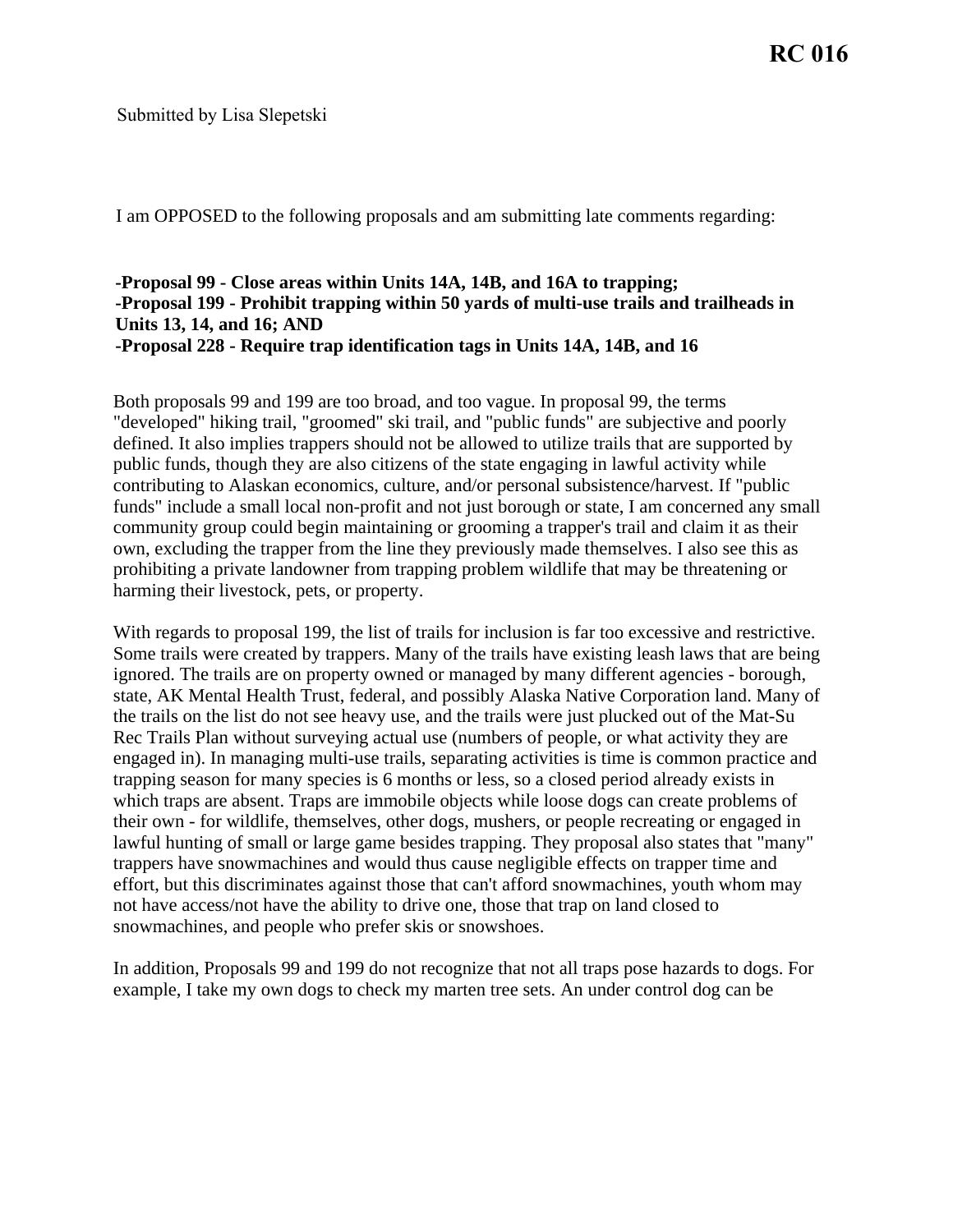# RC 016

Submitted by Lisa Slepetski

I am OPPOSED to the following proposals and am submitting late comments regarding:

**-Proposal 99 - Close areas within Units 14A, 14B, and 16A to trapping;**
**-Proposal 199 - Prohibit trapping within 50 yards of multi-use trails and trailheads in Units 13, 14, and 16; AND**
**-Proposal 228 - Require trap identification tags in Units 14A, 14B, and 16**

Both proposals 99 and 199 are too broad, and too vague. In proposal 99, the terms "developed" hiking trail, "groomed" ski trail, and "public funds" are subjective and poorly defined. It also implies trappers should not be allowed to utilize trails that are supported by public funds, though they are also citizens of the state engaging in lawful activity while contributing to Alaskan economics, culture, and/or personal subsistence/harvest. If "public funds" include a small local non-profit and not just borough or state, I am concerned any small community group could begin maintaining or grooming a trapper's trail and claim it as their own, excluding the trapper from the line they previously made themselves. I also see this as prohibiting a private landowner from trapping problem wildlife that may be threatening or harming their livestock, pets, or property.

With regards to proposal 199, the list of trails for inclusion is far too excessive and restrictive. Some trails were created by trappers. Many of the trails have existing leash laws that are being ignored. The trails are on property owned or managed by many different agencies - borough, state, AK Mental Health Trust, federal, and possibly Alaska Native Corporation land. Many of the trails on the list do not see heavy use, and the trails were just plucked out of the Mat-Su Rec Trails Plan without surveying actual use (numbers of people, or what activity they are engaged in). In managing multi-use trails, separating activities is time is common practice and trapping season for many species is 6 months or less, so a closed period already exists in which traps are absent. Traps are immobile objects while loose dogs can create problems of their own - for wildlife, themselves, other dogs, mushers, or people recreating or engaged in lawful hunting of small or large game besides trapping. They proposal also states that "many" trappers have snowmachines and would thus cause negligible effects on trapper time and effort, but this discriminates against those that can't afford snowmachines, youth whom may not have access/not have the ability to drive one, those that trap on land closed to snowmachines, and people who prefer skis or snowshoes.

In addition, Proposals 99 and 199 do not recognize that not all traps pose hazards to dogs. For example, I take my own dogs to check my marten tree sets. An under control dog can be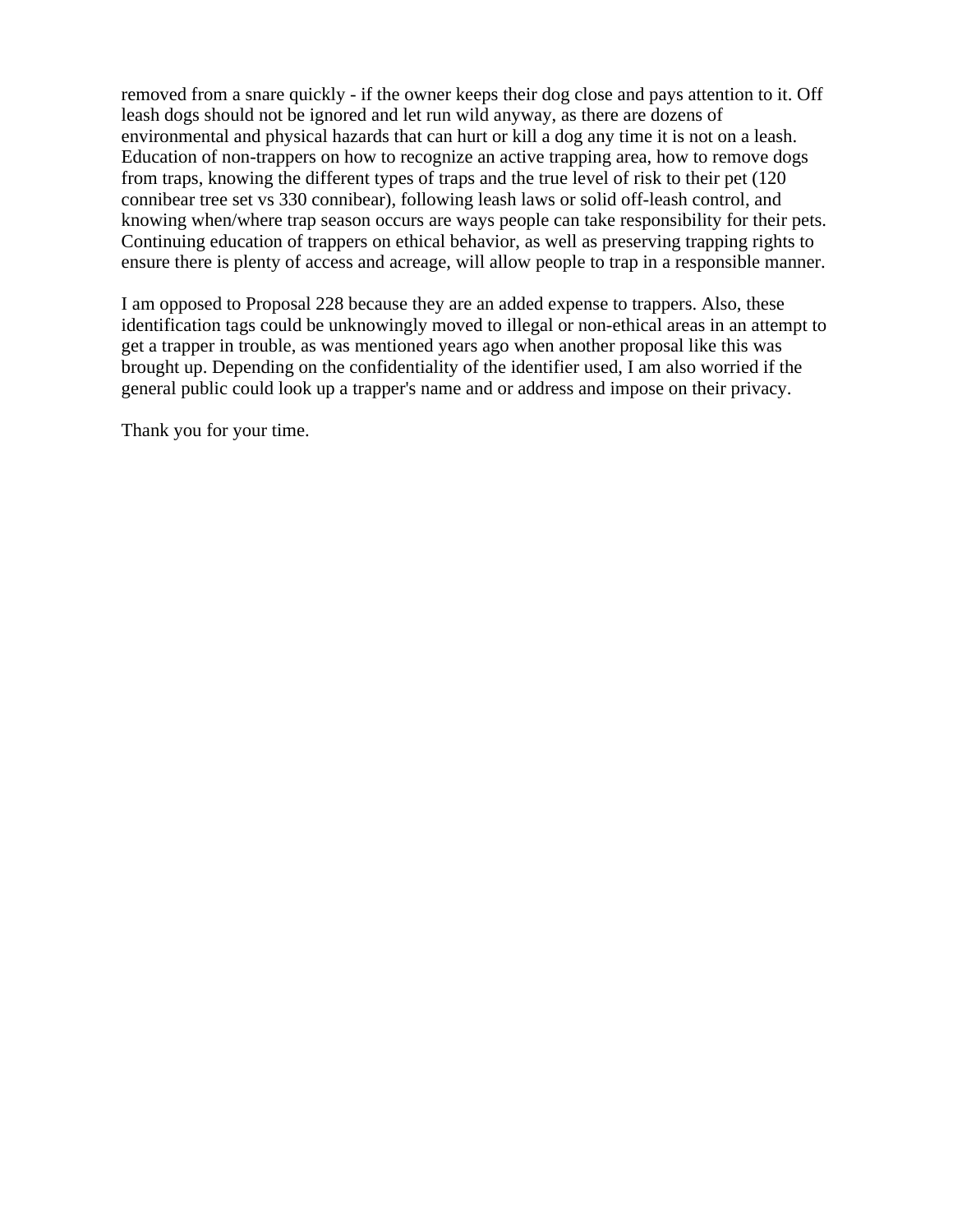removed from a snare quickly - if the owner keeps their dog close and pays attention to it. Off leash dogs should not be ignored and let run wild anyway, as there are dozens of environmental and physical hazards that can hurt or kill a dog any time it is not on a leash. Education of non-trappers on how to recognize an active trapping area, how to remove dogs from traps, knowing the different types of traps and the true level of risk to their pet (120 connibear tree set vs 330 connibear), following leash laws or solid off-leash control, and knowing when/where trap season occurs are ways people can take responsibility for their pets. Continuing education of trappers on ethical behavior, as well as preserving trapping rights to ensure there is plenty of access and acreage, will allow people to trap in a responsible manner.

I am opposed to Proposal 228 because they are an added expense to trappers. Also, these identification tags could be unknowingly moved to illegal or non-ethical areas in an attempt to get a trapper in trouble, as was mentioned years ago when another proposal like this was brought up. Depending on the confidentiality of the identifier used, I am also worried if the general public could look up a trapper's name and or address and impose on their privacy.

Thank you for your time.